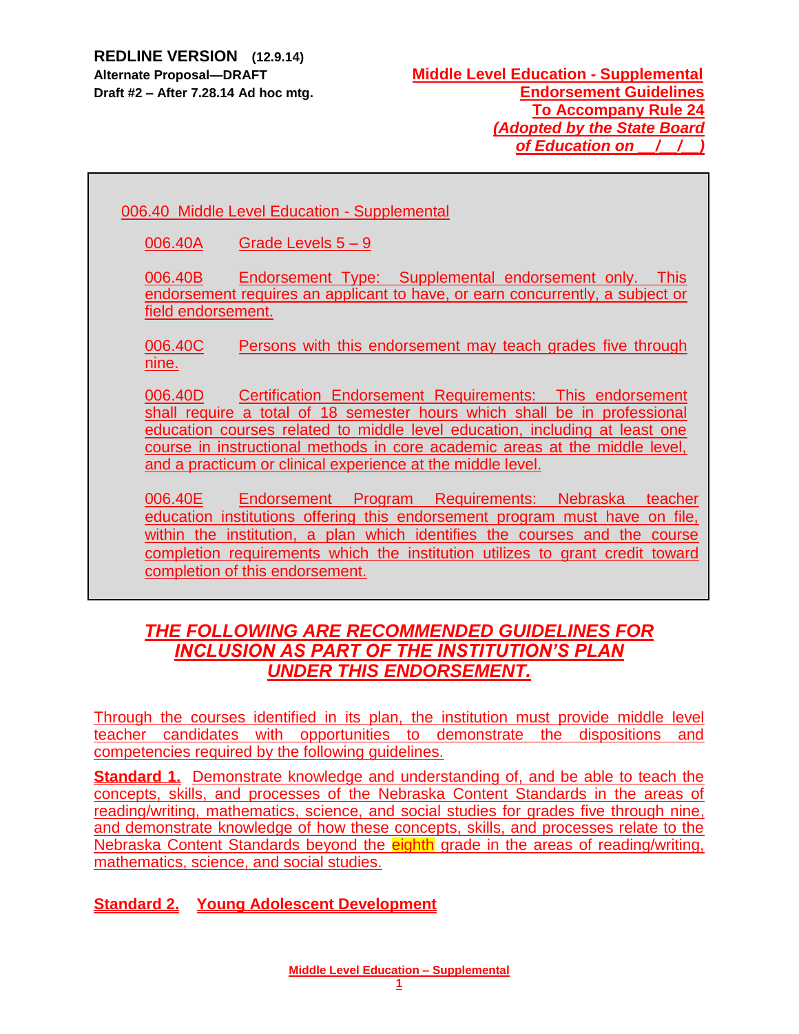**REDLINE VERSION (12.9.14)**
**Alternate Proposal—DRAFT**
**Draft #2 – After 7.28.14 Ad hoc mtg.**

**Middle Level Education - Supplemental Endorsement Guidelines To Accompany Rule 24**
***(Adopted by the State Board of Education on __/__/__)***

006.40 Middle Level Education - Supplemental

006.40A Grade Levels 5 – 9

006.40B Endorsement Type: Supplemental endorsement only. This endorsement requires an applicant to have, or earn concurrently, a subject or field endorsement.

006.40C Persons with this endorsement may teach grades five through nine.

006.40D Certification Endorsement Requirements: This endorsement shall require a total of 18 semester hours which shall be in professional education courses related to middle level education, including at least one course in instructional methods in core academic areas at the middle level, and a practicum or clinical experience at the middle level.

006.40E Endorsement Program Requirements: Nebraska teacher education institutions offering this endorsement program must have on file, within the institution, a plan which identifies the courses and the course completion requirements which the institution utilizes to grant credit toward completion of this endorsement.

## *THE FOLLOWING ARE RECOMMENDED GUIDELINES FOR INCLUSION AS PART OF THE INSTITUTION'S PLAN UNDER THIS ENDORSEMENT.*

Through the courses identified in its plan, the institution must provide middle level teacher candidates with opportunities to demonstrate the dispositions and competencies required by the following guidelines.

**Standard 1.** Demonstrate knowledge and understanding of, and be able to teach the concepts, skills, and processes of the Nebraska Content Standards in the areas of reading/writing, mathematics, science, and social studies for grades five through nine, and demonstrate knowledge of how these concepts, skills, and processes relate to the Nebraska Content Standards beyond the eighth grade in the areas of reading/writing, mathematics, science, and social studies.

**Standard 2. Young Adolescent Development**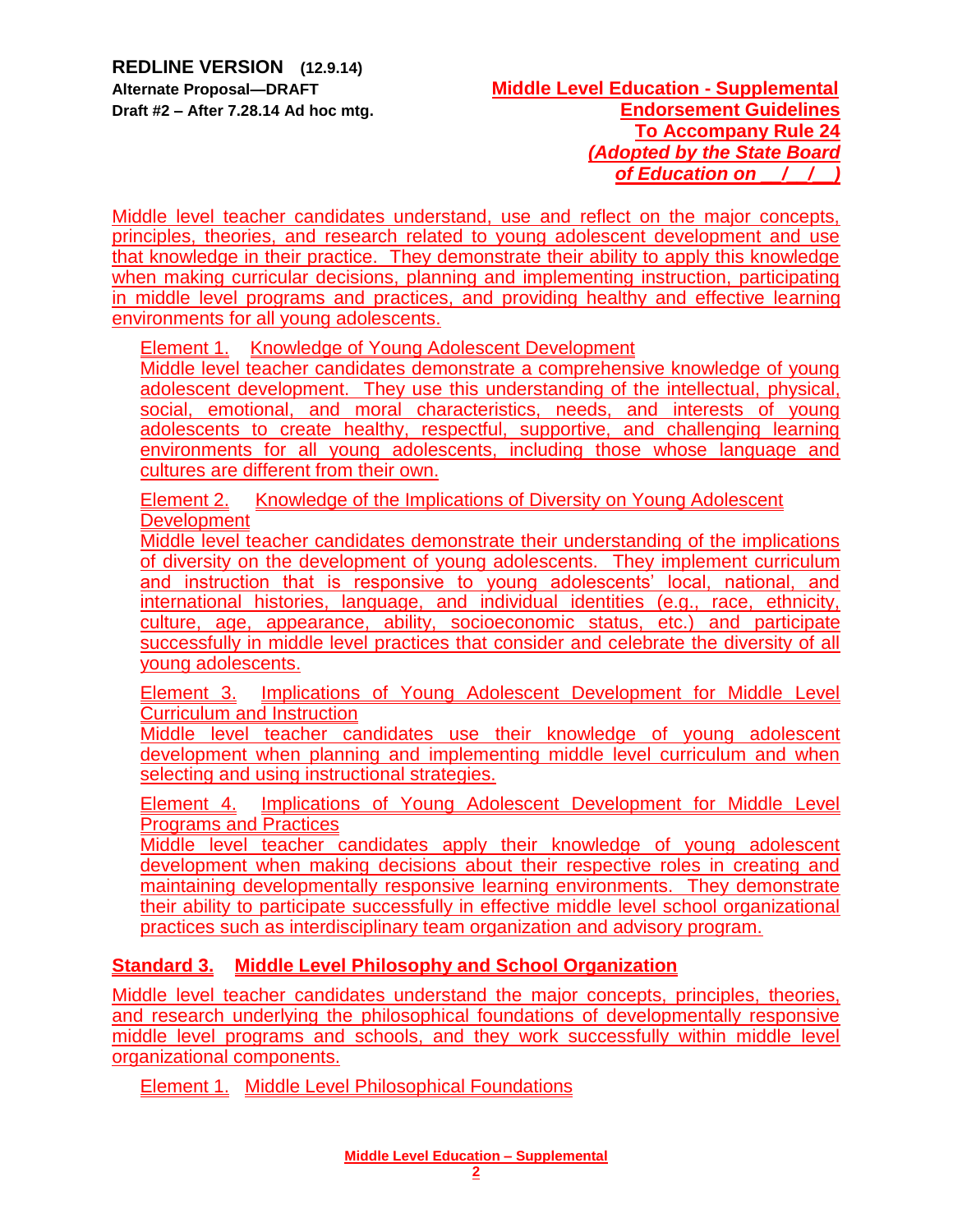**REDLINE VERSION (12.9.14)**
**Alternate Proposal—DRAFT**
**Draft #2 – After 7.28.14 Ad hoc mtg.**

**Middle Level Education - Supplemental Endorsement Guidelines To Accompany Rule 24**
***(Adopted by the State Board of Education on __/__/__)***

Middle level teacher candidates understand, use and reflect on the major concepts, principles, theories, and research related to young adolescent development and use that knowledge in their practice. They demonstrate their ability to apply this knowledge when making curricular decisions, planning and implementing instruction, participating in middle level programs and practices, and providing healthy and effective learning environments for all young adolescents.

Element 1. Knowledge of Young Adolescent Development
Middle level teacher candidates demonstrate a comprehensive knowledge of young adolescent development. They use this understanding of the intellectual, physical, social, emotional, and moral characteristics, needs, and interests of young adolescents to create healthy, respectful, supportive, and challenging learning environments for all young adolescents, including those whose language and cultures are different from their own.

Element 2. Knowledge of the Implications of Diversity on Young Adolescent Development
Middle level teacher candidates demonstrate their understanding of the implications of diversity on the development of young adolescents. They implement curriculum and instruction that is responsive to young adolescents' local, national, and international histories, language, and individual identities (e.g., race, ethnicity, culture, age, appearance, ability, socioeconomic status, etc.) and participate successfully in middle level practices that consider and celebrate the diversity of all young adolescents.

Element 3. Implications of Young Adolescent Development for Middle Level Curriculum and Instruction
Middle level teacher candidates use their knowledge of young adolescent development when planning and implementing middle level curriculum and when selecting and using instructional strategies.

Element 4. Implications of Young Adolescent Development for Middle Level Programs and Practices
Middle level teacher candidates apply their knowledge of young adolescent development when making decisions about their respective roles in creating and maintaining developmentally responsive learning environments. They demonstrate their ability to participate successfully in effective middle level school organizational practices such as interdisciplinary team organization and advisory program.

## Standard 3. Middle Level Philosophy and School Organization

Middle level teacher candidates understand the major concepts, principles, theories, and research underlying the philosophical foundations of developmentally responsive middle level programs and schools, and they work successfully within middle level organizational components.

Element 1. Middle Level Philosophical Foundations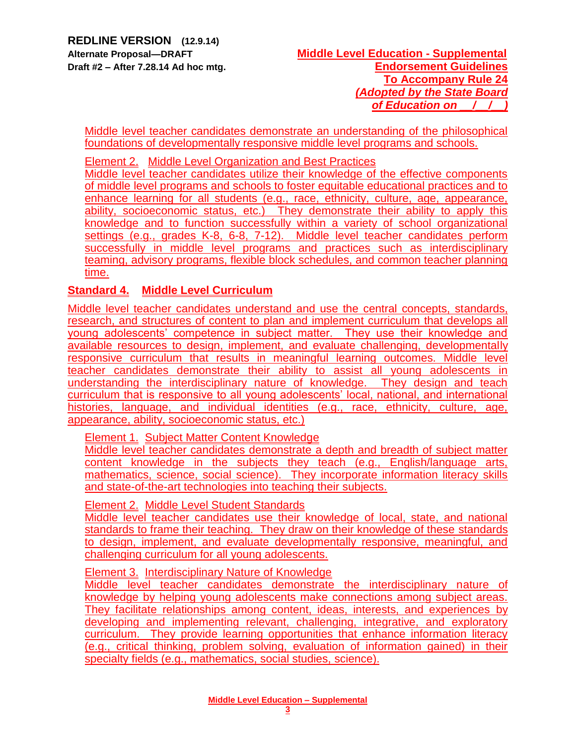Middle level teacher candidates demonstrate an understanding of the philosophical foundations of developmentally responsive middle level programs and schools.

Element 2. Middle Level Organization and Best Practices
Middle level teacher candidates utilize their knowledge of the effective components of middle level programs and schools to foster equitable educational practices and to enhance learning for all students (e.g., race, ethnicity, culture, age, appearance, ability, socioeconomic status, etc.) They demonstrate their ability to apply this knowledge and to function successfully within a variety of school organizational settings (e.g., grades K-8, 6-8, 7-12). Middle level teacher candidates perform successfully in middle level programs and practices such as interdisciplinary teaming, advisory programs, flexible block schedules, and common teacher planning time.

## Standard 4. Middle Level Curriculum

Middle level teacher candidates understand and use the central concepts, standards, research, and structures of content to plan and implement curriculum that develops all young adolescents' competence in subject matter. They use their knowledge and available resources to design, implement, and evaluate challenging, developmentally responsive curriculum that results in meaningful learning outcomes. Middle level teacher candidates demonstrate their ability to assist all young adolescents in understanding the interdisciplinary nature of knowledge. They design and teach curriculum that is responsive to all young adolescents' local, national, and international histories, language, and individual identities (e.g., race, ethnicity, culture, age, appearance, ability, socioeconomic status, etc.)

Element 1. Subject Matter Content Knowledge
Middle level teacher candidates demonstrate a depth and breadth of subject matter content knowledge in the subjects they teach (e.g., English/language arts, mathematics, science, social science). They incorporate information literacy skills and state-of-the-art technologies into teaching their subjects.

Element 2. Middle Level Student Standards
Middle level teacher candidates use their knowledge of local, state, and national standards to frame their teaching. They draw on their knowledge of these standards to design, implement, and evaluate developmentally responsive, meaningful, and challenging curriculum for all young adolescents.

Element 3. Interdisciplinary Nature of Knowledge
Middle level teacher candidates demonstrate the interdisciplinary nature of knowledge by helping young adolescents make connections among subject areas. They facilitate relationships among content, ideas, interests, and experiences by developing and implementing relevant, challenging, integrative, and exploratory curriculum. They provide learning opportunities that enhance information literacy (e.g., critical thinking, problem solving, evaluation of information gained) in their specialty fields (e.g., mathematics, social studies, science).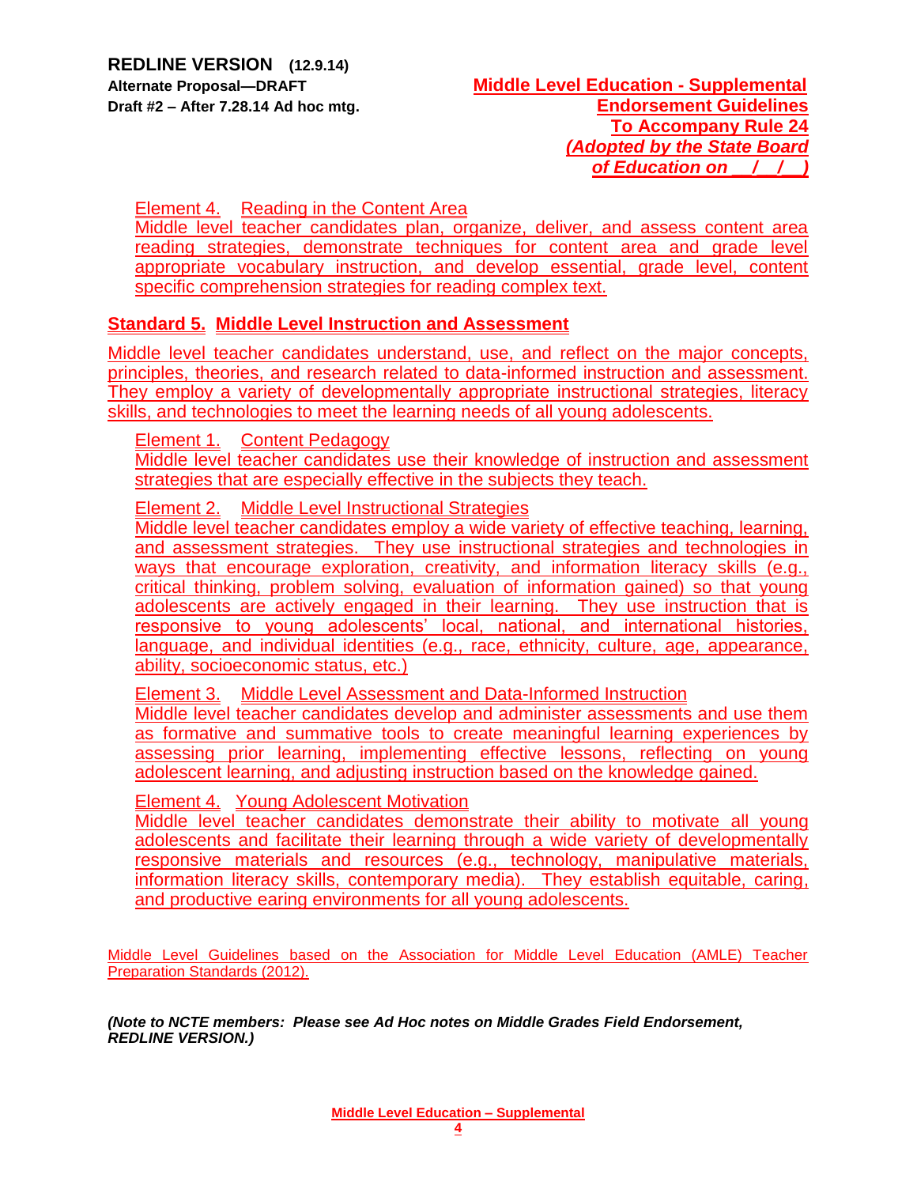Element 4. Reading in the Content Area
Middle level teacher candidates plan, organize, deliver, and assess content area reading strategies, demonstrate techniques for content area and grade level appropriate vocabulary instruction, and develop essential, grade level, content specific comprehension strategies for reading complex text.

## Standard 5. Middle Level Instruction and Assessment

Middle level teacher candidates understand, use, and reflect on the major concepts, principles, theories, and research related to data-informed instruction and assessment. They employ a variety of developmentally appropriate instructional strategies, literacy skills, and technologies to meet the learning needs of all young adolescents.

Element 1. Content Pedagogy
Middle level teacher candidates use their knowledge of instruction and assessment strategies that are especially effective in the subjects they teach.

Element 2. Middle Level Instructional Strategies
Middle level teacher candidates employ a wide variety of effective teaching, learning, and assessment strategies. They use instructional strategies and technologies in ways that encourage exploration, creativity, and information literacy skills (e.g., critical thinking, problem solving, evaluation of information gained) so that young adolescents are actively engaged in their learning. They use instruction that is responsive to young adolescents' local, national, and international histories, language, and individual identities (e.g., race, ethnicity, culture, age, appearance, ability, socioeconomic status, etc.)

Element 3. Middle Level Assessment and Data-Informed Instruction
Middle level teacher candidates develop and administer assessments and use them as formative and summative tools to create meaningful learning experiences by assessing prior learning, implementing effective lessons, reflecting on young adolescent learning, and adjusting instruction based on the knowledge gained.

Element 4. Young Adolescent Motivation
Middle level teacher candidates demonstrate their ability to motivate all young adolescents and facilitate their learning through a wide variety of developmentally responsive materials and resources (e.g., technology, manipulative materials, information literacy skills, contemporary media). They establish equitable, caring, and productive earing environments for all young adolescents.

Middle Level Guidelines based on the Association for Middle Level Education (AMLE) Teacher Preparation Standards (2012).

***(Note to NCTE members: Please see Ad Hoc notes on Middle Grades Field Endorsement, REDLINE VERSION.)***